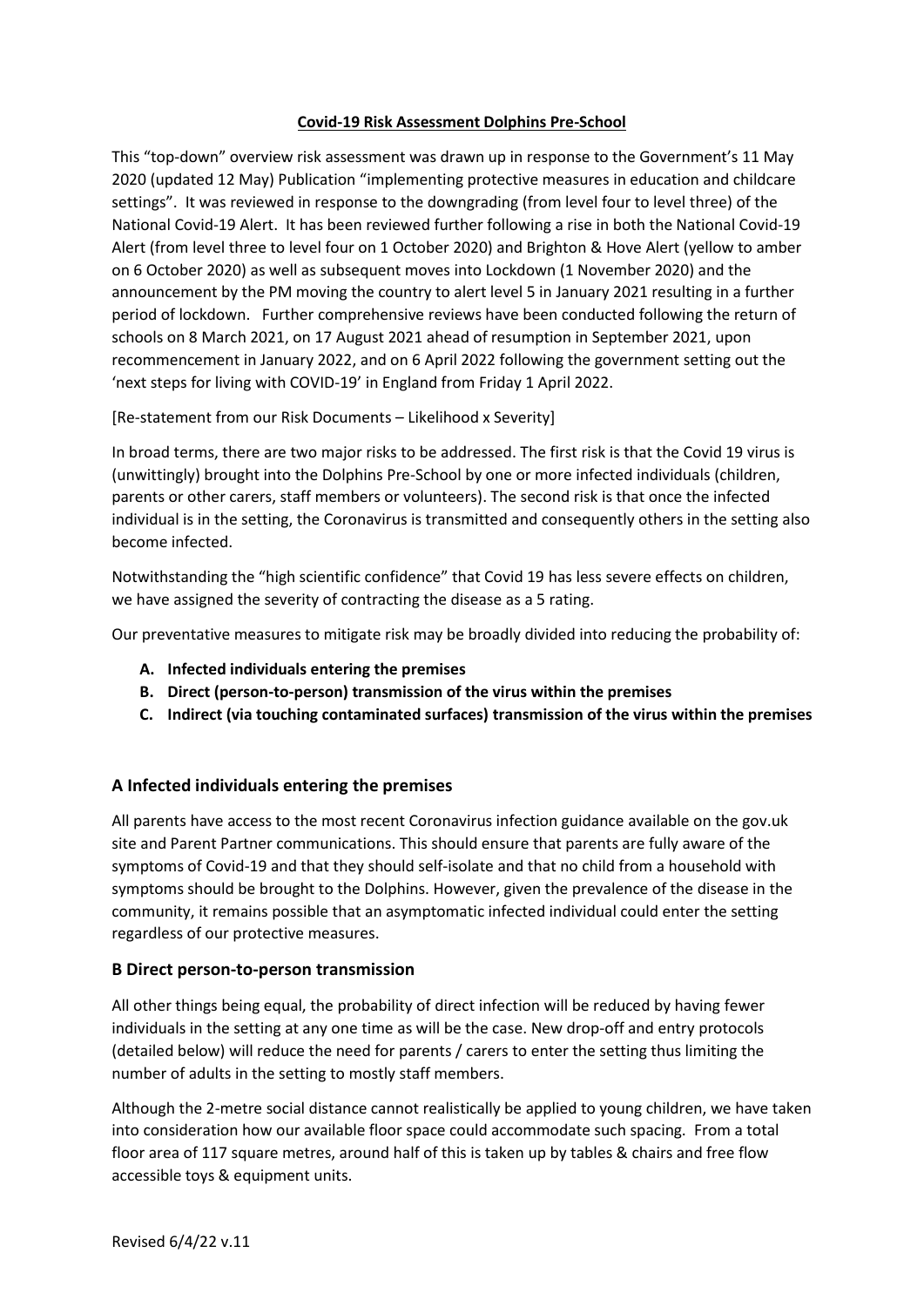# **Covid-19 Risk Assessment Dolphins Pre-School**

This "top-down" overview risk assessment was drawn up in response to the Government's 11 May 2020 (updated 12 May) Publication "implementing protective measures in education and childcare settings". It was reviewed in response to the downgrading (from level four to level three) of the National Covid-19 Alert. It has been reviewed further following a rise in both the National Covid-19 Alert (from level three to level four on 1 October 2020) and Brighton & Hove Alert (yellow to amber on 6 October 2020) as well as subsequent moves into Lockdown (1 November 2020) and the announcement by the PM moving the country to alert level 5 in January 2021 resulting in a further period of lockdown. Further comprehensive reviews have been conducted following the return of schools on 8 March 2021, on 17 August 2021 ahead of resumption in September 2021, upon recommencement in January 2022, and on 6 April 2022 following the government setting out the 'next steps for living with COVID-19' in England from Friday 1 April 2022.

[Re-statement from our Risk Documents – Likelihood x Severity]

In broad terms, there are two major risks to be addressed. The first risk is that the Covid 19 virus is (unwittingly) brought into the Dolphins Pre-School by one or more infected individuals (children, parents or other carers, staff members or volunteers). The second risk is that once the infected individual is in the setting, the Coronavirus is transmitted and consequently others in the setting also become infected.

Notwithstanding the "high scientific confidence" that Covid 19 has less severe effects on children, we have assigned the severity of contracting the disease as a 5 rating.

Our preventative measures to mitigate risk may be broadly divided into reducing the probability of:

- **A. Infected individuals entering the premises**
- **B. Direct (person-to-person) transmission of the virus within the premises**
- **C. Indirect (via touching contaminated surfaces) transmission of the virus within the premises**

## A Infected individuals entering the premises

All parents have access to the most recent Coronavirus infection guidance available on the gov.uk site and Parent Partner communications. This should ensure that parents are fully aware of the symptoms of Covid-19 and that they should self-isolate and that no child from a household with symptoms should be brought to the Dolphins. However, given the prevalence of the disease in the community, it remains possible that an asymptomatic infected individual could enter the setting regardless of our protective measures.

## B Direct person-to-person transmission

All other things being equal, the probability of direct infection will be reduced by having fewer individuals in the setting at any one time as will be the case. New drop-off and entry protocols (detailed below) will reduce the need for parents / carers to enter the setting thus limiting the number of adults in the setting to mostly staff members.

Although the 2-metre social distance cannot realistically be applied to young children, we have taken into consideration how our available floor space could accommodate such spacing. From a total floor area of 117 square metres, around half of this is taken up by tables & chairs and free flow accessible toys & equipment units.

Revised 6/4/22 v.11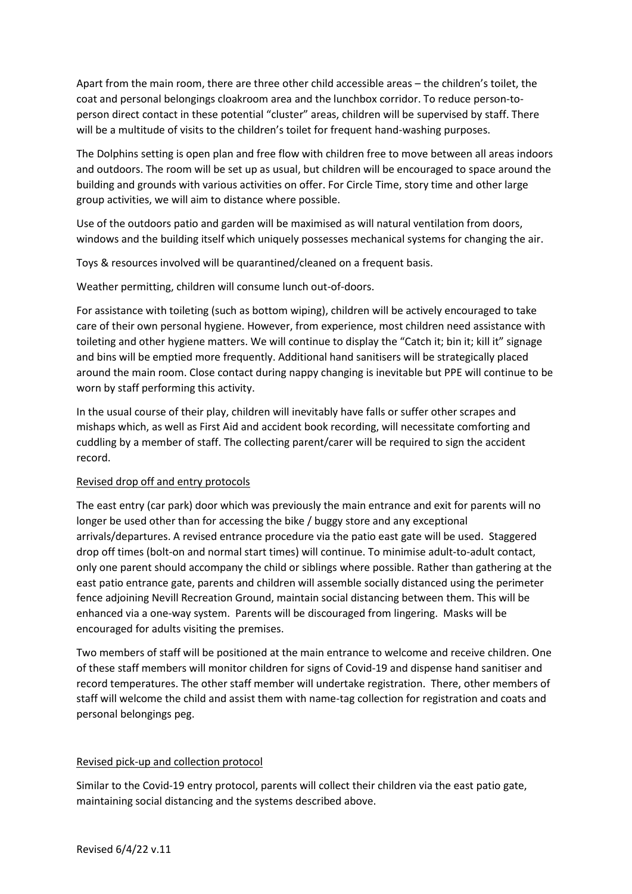Apart from the main room, there are three other child accessible areas – the children's toilet, the coat and personal belongings cloakroom area and the lunchbox corridor. To reduce person-to-person direct contact in these potential "cluster" areas, children will be supervised by staff. There will be a multitude of visits to the children's toilet for frequent hand-washing purposes.

The Dolphins setting is open plan and free flow with children free to move between all areas indoors and outdoors. The room will be set up as usual, but children will be encouraged to space around the building and grounds with various activities on offer. For Circle Time, story time and other large group activities, we will aim to distance where possible.

Use of the outdoors patio and garden will be maximised as will natural ventilation from doors, windows and the building itself which uniquely possesses mechanical systems for changing the air.

Toys & resources involved will be quarantined/cleaned on a frequent basis.

Weather permitting, children will consume lunch out-of-doors.

For assistance with toileting (such as bottom wiping), children will be actively encouraged to take care of their own personal hygiene. However, from experience, most children need assistance with toileting and other hygiene matters. We will continue to display the "Catch it; bin it; kill it" signage and bins will be emptied more frequently. Additional hand sanitisers will be strategically placed around the main room. Close contact during nappy changing is inevitable but PPE will continue to be worn by staff performing this activity.

In the usual course of their play, children will inevitably have falls or suffer other scrapes and mishaps which, as well as First Aid and accident book recording, will necessitate comforting and cuddling by a member of staff. The collecting parent/carer will be required to sign the accident record.

Revised drop off and entry protocols

The east entry (car park) door which was previously the main entrance and exit for parents will no longer be used other than for accessing the bike / buggy store and any exceptional arrivals/departures. A revised entrance procedure via the patio east gate will be used. Staggered drop off times (bolt-on and normal start times) will continue. To minimise adult-to-adult contact, only one parent should accompany the child or siblings where possible. Rather than gathering at the east patio entrance gate, parents and children will assemble socially distanced using the perimeter fence adjoining Nevill Recreation Ground, maintain social distancing between them. This will be enhanced via a one-way system. Parents will be discouraged from lingering. Masks will be encouraged for adults visiting the premises.

Two members of staff will be positioned at the main entrance to welcome and receive children. One of these staff members will monitor children for signs of Covid-19 and dispense hand sanitiser and record temperatures. The other staff member will undertake registration. There, other members of staff will welcome the child and assist them with name-tag collection for registration and coats and personal belongings peg.

Revised pick-up and collection protocol

Similar to the Covid-19 entry protocol, parents will collect their children via the east patio gate, maintaining social distancing and the systems described above.

Revised 6/4/22 v.11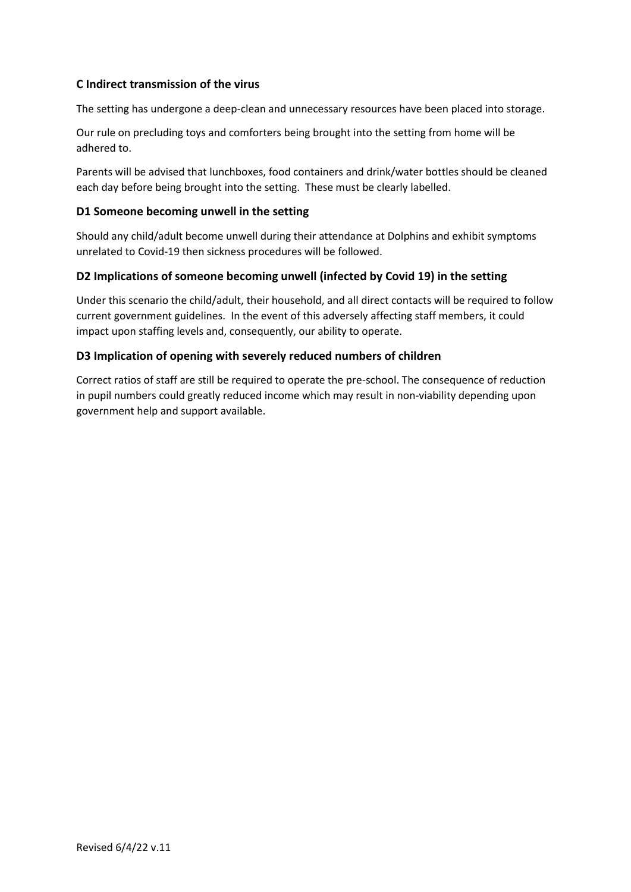### C Indirect transmission of the virus

The setting has undergone a deep-clean and unnecessary resources have been placed into storage.

Our rule on precluding toys and comforters being brought into the setting from home will be adhered to.

Parents will be advised that lunchboxes, food containers and drink/water bottles should be cleaned each day before being brought into the setting. These must be clearly labelled.

### D1 Someone becoming unwell in the setting

Should any child/adult become unwell during their attendance at Dolphins and exhibit symptoms unrelated to Covid-19 then sickness procedures will be followed.

### D2 Implications of someone becoming unwell (infected by Covid 19) in the setting

Under this scenario the child/adult, their household, and all direct contacts will be required to follow current government guidelines. In the event of this adversely affecting staff members, it could impact upon staffing levels and, consequently, our ability to operate.

### D3 Implication of opening with severely reduced numbers of children

Correct ratios of staff are still be required to operate the pre-school. The consequence of reduction in pupil numbers could greatly reduced income which may result in non-viability depending upon government help and support available.

Revised 6/4/22 v.11